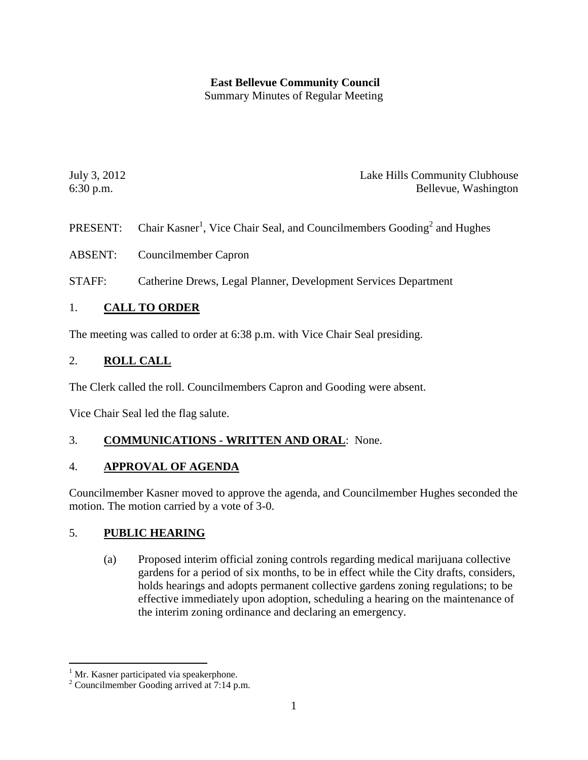**East Bellevue Community Council**
Summary Minutes of Regular Meeting

July 3, 2012 Lake Hills Community Clubhouse
6:30 p.m. Bellevue, Washington

PRESENT: Chair Kasner[1], Vice Chair Seal, and Councilmembers Gooding[2] and Hughes

ABSENT: Councilmember Capron

STAFF: Catherine Drews, Legal Planner, Development Services Department

## 1. **CALL TO ORDER**

The meeting was called to order at 6:38 p.m. with Vice Chair Seal presiding.

## 2. **ROLL CALL**

The Clerk called the roll. Councilmembers Capron and Gooding were absent.

Vice Chair Seal led the flag salute.

## 3. **COMMUNICATIONS - WRITTEN AND ORAL**: None.

## 4. **APPROVAL OF AGENDA**

Councilmember Kasner moved to approve the agenda, and Councilmember Hughes seconded the motion. The motion carried by a vote of 3-0.

## 5. **PUBLIC HEARING**

(a) Proposed interim official zoning controls regarding medical marijuana collective gardens for a period of six months, to be in effect while the City drafts, considers, holds hearings and adopts permanent collective gardens zoning regulations; to be effective immediately upon adoption, scheduling a hearing on the maintenance of the interim zoning ordinance and declaring an emergency.

---

[1] Mr. Kasner participated via speakerphone.
[2] Councilmember Gooding arrived at 7:14 p.m.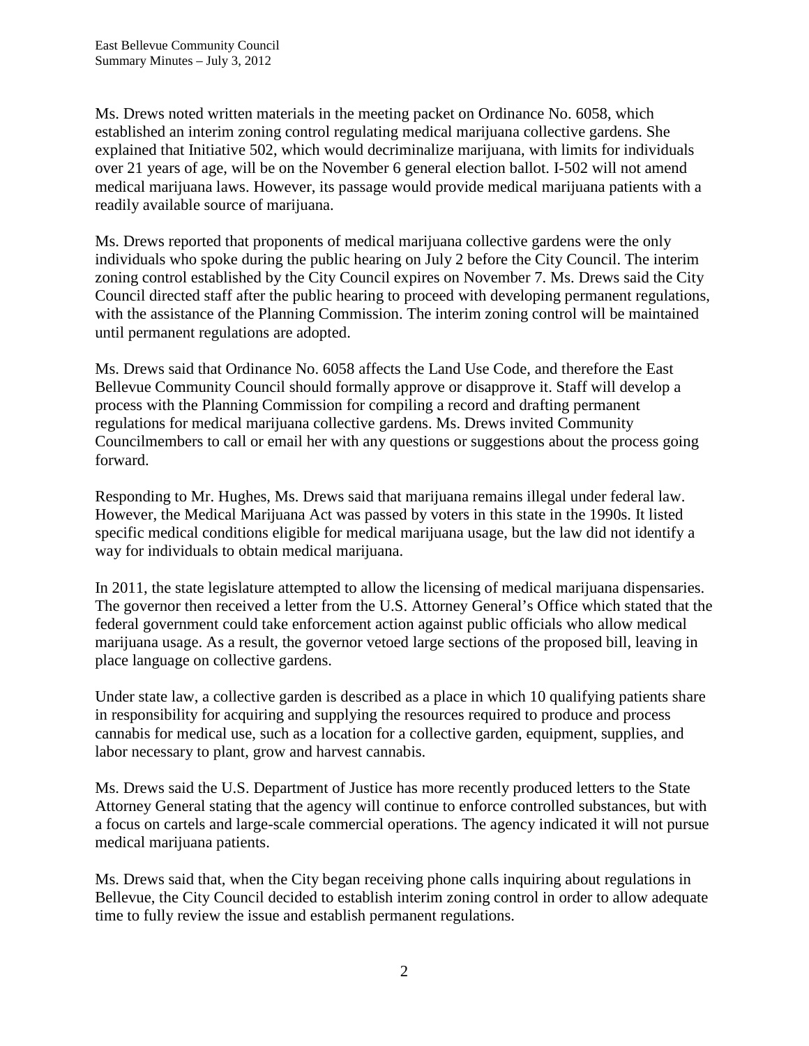Ms. Drews noted written materials in the meeting packet on Ordinance No. 6058, which established an interim zoning control regulating medical marijuana collective gardens. She explained that Initiative 502, which would decriminalize marijuana, with limits for individuals over 21 years of age, will be on the November 6 general election ballot. I-502 will not amend medical marijuana laws. However, its passage would provide medical marijuana patients with a readily available source of marijuana.

Ms. Drews reported that proponents of medical marijuana collective gardens were the only individuals who spoke during the public hearing on July 2 before the City Council. The interim zoning control established by the City Council expires on November 7. Ms. Drews said the City Council directed staff after the public hearing to proceed with developing permanent regulations, with the assistance of the Planning Commission. The interim zoning control will be maintained until permanent regulations are adopted.

Ms. Drews said that Ordinance No. 6058 affects the Land Use Code, and therefore the East Bellevue Community Council should formally approve or disapprove it. Staff will develop a process with the Planning Commission for compiling a record and drafting permanent regulations for medical marijuana collective gardens. Ms. Drews invited Community Councilmembers to call or email her with any questions or suggestions about the process going forward.

Responding to Mr. Hughes, Ms. Drews said that marijuana remains illegal under federal law. However, the Medical Marijuana Act was passed by voters in this state in the 1990s. It listed specific medical conditions eligible for medical marijuana usage, but the law did not identify a way for individuals to obtain medical marijuana.

In 2011, the state legislature attempted to allow the licensing of medical marijuana dispensaries. The governor then received a letter from the U.S. Attorney General's Office which stated that the federal government could take enforcement action against public officials who allow medical marijuana usage. As a result, the governor vetoed large sections of the proposed bill, leaving in place language on collective gardens.

Under state law, a collective garden is described as a place in which 10 qualifying patients share in responsibility for acquiring and supplying the resources required to produce and process cannabis for medical use, such as a location for a collective garden, equipment, supplies, and labor necessary to plant, grow and harvest cannabis.

Ms. Drews said the U.S. Department of Justice has more recently produced letters to the State Attorney General stating that the agency will continue to enforce controlled substances, but with a focus on cartels and large-scale commercial operations. The agency indicated it will not pursue medical marijuana patients.

Ms. Drews said that, when the City began receiving phone calls inquiring about regulations in Bellevue, the City Council decided to establish interim zoning control in order to allow adequate time to fully review the issue and establish permanent regulations.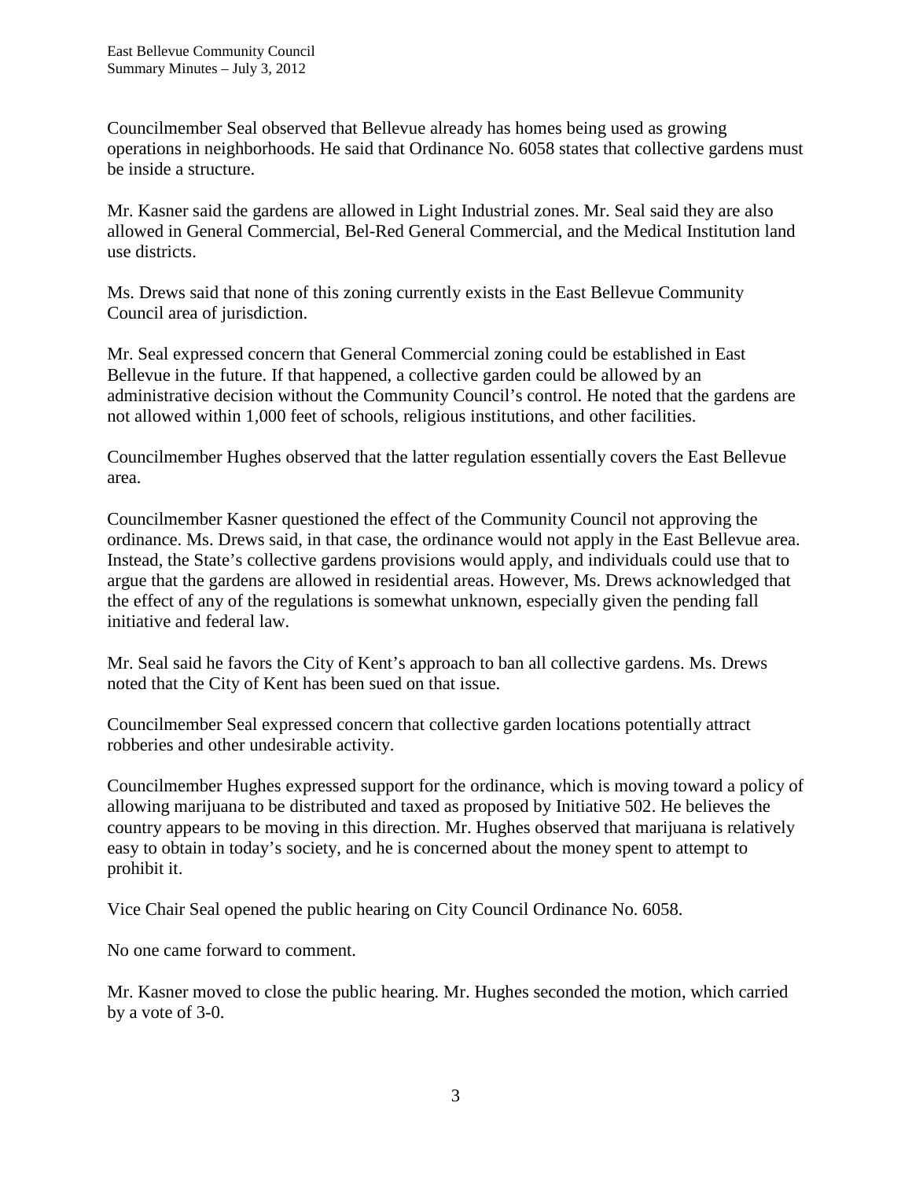Councilmember Seal observed that Bellevue already has homes being used as growing operations in neighborhoods. He said that Ordinance No. 6058 states that collective gardens must be inside a structure.

Mr. Kasner said the gardens are allowed in Light Industrial zones. Mr. Seal said they are also allowed in General Commercial, Bel-Red General Commercial, and the Medical Institution land use districts.

Ms. Drews said that none of this zoning currently exists in the East Bellevue Community Council area of jurisdiction.

Mr. Seal expressed concern that General Commercial zoning could be established in East Bellevue in the future. If that happened, a collective garden could be allowed by an administrative decision without the Community Council's control. He noted that the gardens are not allowed within 1,000 feet of schools, religious institutions, and other facilities.

Councilmember Hughes observed that the latter regulation essentially covers the East Bellevue area.

Councilmember Kasner questioned the effect of the Community Council not approving the ordinance. Ms. Drews said, in that case, the ordinance would not apply in the East Bellevue area. Instead, the State's collective gardens provisions would apply, and individuals could use that to argue that the gardens are allowed in residential areas. However, Ms. Drews acknowledged that the effect of any of the regulations is somewhat unknown, especially given the pending fall initiative and federal law.

Mr. Seal said he favors the City of Kent's approach to ban all collective gardens. Ms. Drews noted that the City of Kent has been sued on that issue.

Councilmember Seal expressed concern that collective garden locations potentially attract robberies and other undesirable activity.

Councilmember Hughes expressed support for the ordinance, which is moving toward a policy of allowing marijuana to be distributed and taxed as proposed by Initiative 502. He believes the country appears to be moving in this direction. Mr. Hughes observed that marijuana is relatively easy to obtain in today's society, and he is concerned about the money spent to attempt to prohibit it.

Vice Chair Seal opened the public hearing on City Council Ordinance No. 6058.

No one came forward to comment.

Mr. Kasner moved to close the public hearing. Mr. Hughes seconded the motion, which carried by a vote of 3-0.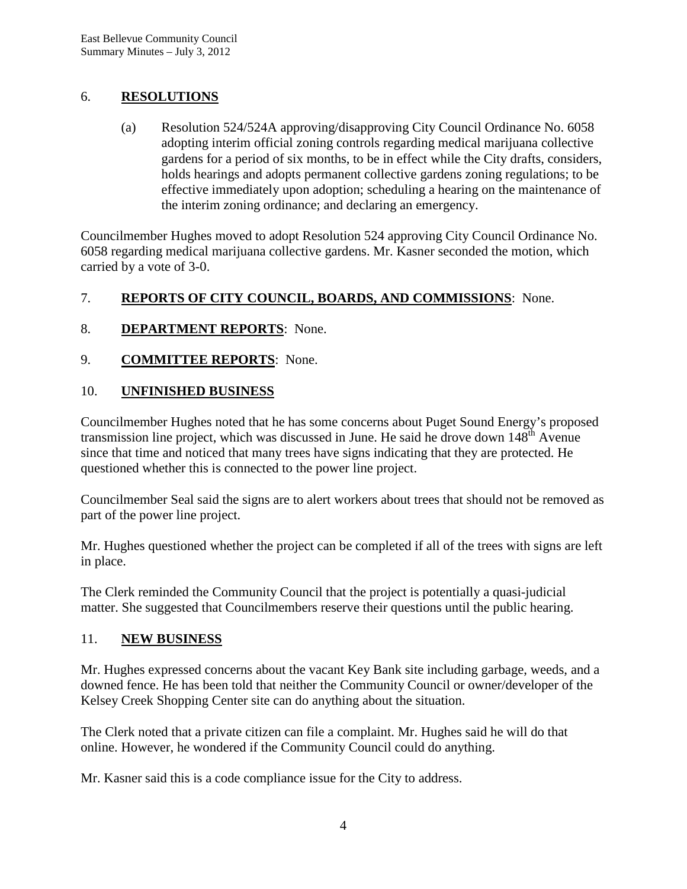## 6. **RESOLUTIONS**

(a) Resolution 524/524A approving/disapproving City Council Ordinance No. 6058 adopting interim official zoning controls regarding medical marijuana collective gardens for a period of six months, to be in effect while the City drafts, considers, holds hearings and adopts permanent collective gardens zoning regulations; to be effective immediately upon adoption; scheduling a hearing on the maintenance of the interim zoning ordinance; and declaring an emergency.

Councilmember Hughes moved to adopt Resolution 524 approving City Council Ordinance No. 6058 regarding medical marijuana collective gardens. Mr. Kasner seconded the motion, which carried by a vote of 3-0.

## 7. **REPORTS OF CITY COUNCIL, BOARDS, AND COMMISSIONS**: None.

## 8. **DEPARTMENT REPORTS**: None.

## 9. **COMMITTEE REPORTS**: None.

## 10. **UNFINISHED BUSINESS**

Councilmember Hughes noted that he has some concerns about Puget Sound Energy's proposed transmission line project, which was discussed in June. He said he drove down 148th Avenue since that time and noticed that many trees have signs indicating that they are protected. He questioned whether this is connected to the power line project.

Councilmember Seal said the signs are to alert workers about trees that should not be removed as part of the power line project.

Mr. Hughes questioned whether the project can be completed if all of the trees with signs are left in place.

The Clerk reminded the Community Council that the project is potentially a quasi-judicial matter. She suggested that Councilmembers reserve their questions until the public hearing.

## 11. **NEW BUSINESS**

Mr. Hughes expressed concerns about the vacant Key Bank site including garbage, weeds, and a downed fence. He has been told that neither the Community Council or owner/developer of the Kelsey Creek Shopping Center site can do anything about the situation.

The Clerk noted that a private citizen can file a complaint. Mr. Hughes said he will do that online. However, he wondered if the Community Council could do anything.

Mr. Kasner said this is a code compliance issue for the City to address.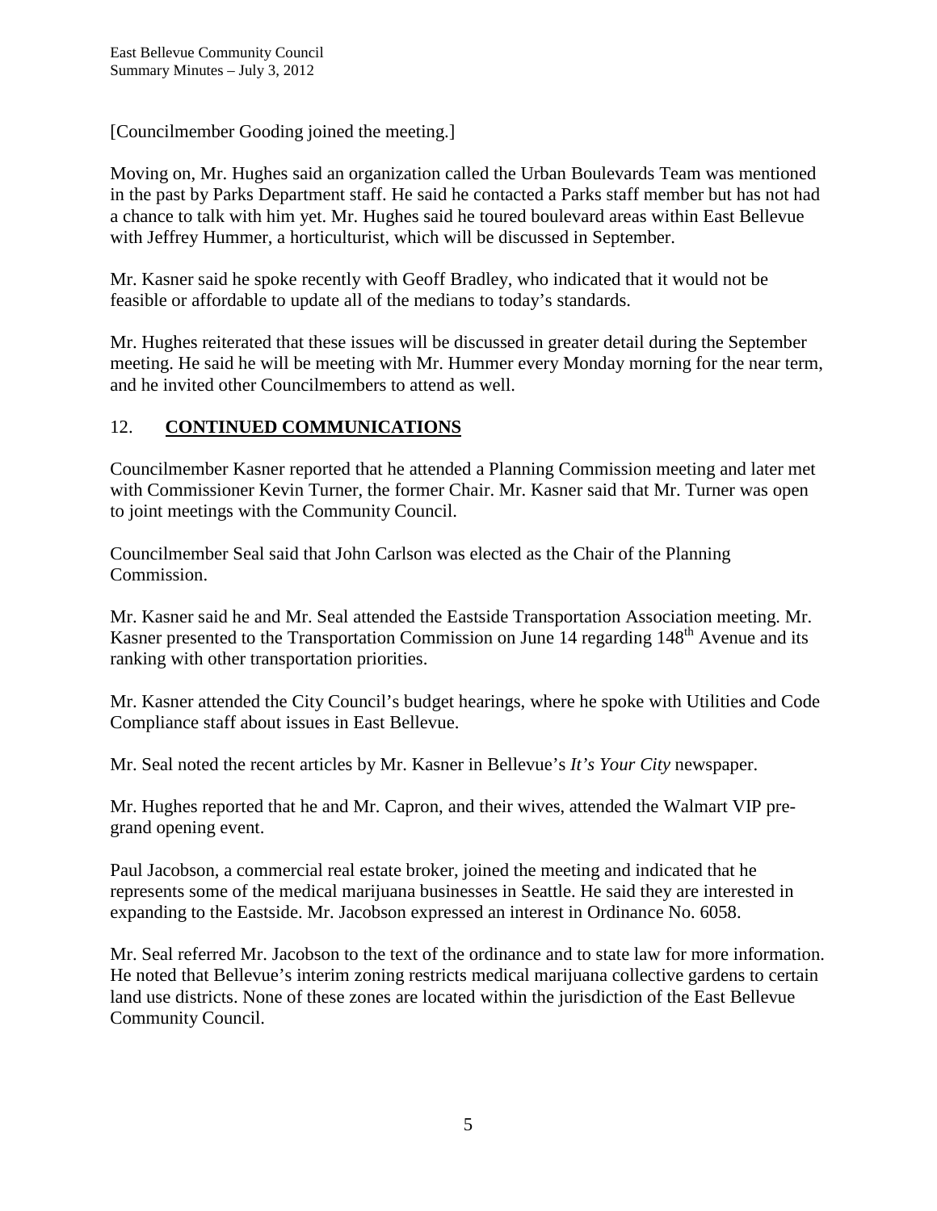[Councilmember Gooding joined the meeting.]

Moving on, Mr. Hughes said an organization called the Urban Boulevards Team was mentioned in the past by Parks Department staff. He said he contacted a Parks staff member but has not had a chance to talk with him yet. Mr. Hughes said he toured boulevard areas within East Bellevue with Jeffrey Hummer, a horticulturist, which will be discussed in September.

Mr. Kasner said he spoke recently with Geoff Bradley, who indicated that it would not be feasible or affordable to update all of the medians to today's standards.

Mr. Hughes reiterated that these issues will be discussed in greater detail during the September meeting. He said he will be meeting with Mr. Hummer every Monday morning for the near term, and he invited other Councilmembers to attend as well.

## 12. **CONTINUED COMMUNICATIONS**

Councilmember Kasner reported that he attended a Planning Commission meeting and later met with Commissioner Kevin Turner, the former Chair. Mr. Kasner said that Mr. Turner was open to joint meetings with the Community Council.

Councilmember Seal said that John Carlson was elected as the Chair of the Planning Commission.

Mr. Kasner said he and Mr. Seal attended the Eastside Transportation Association meeting. Mr. Kasner presented to the Transportation Commission on June 14 regarding 148th Avenue and its ranking with other transportation priorities.

Mr. Kasner attended the City Council's budget hearings, where he spoke with Utilities and Code Compliance staff about issues in East Bellevue.

Mr. Seal noted the recent articles by Mr. Kasner in Bellevue's *It's Your City* newspaper.

Mr. Hughes reported that he and Mr. Capron, and their wives, attended the Walmart VIP pre-grand opening event.

Paul Jacobson, a commercial real estate broker, joined the meeting and indicated that he represents some of the medical marijuana businesses in Seattle. He said they are interested in expanding to the Eastside. Mr. Jacobson expressed an interest in Ordinance No. 6058.

Mr. Seal referred Mr. Jacobson to the text of the ordinance and to state law for more information. He noted that Bellevue's interim zoning restricts medical marijuana collective gardens to certain land use districts. None of these zones are located within the jurisdiction of the East Bellevue Community Council.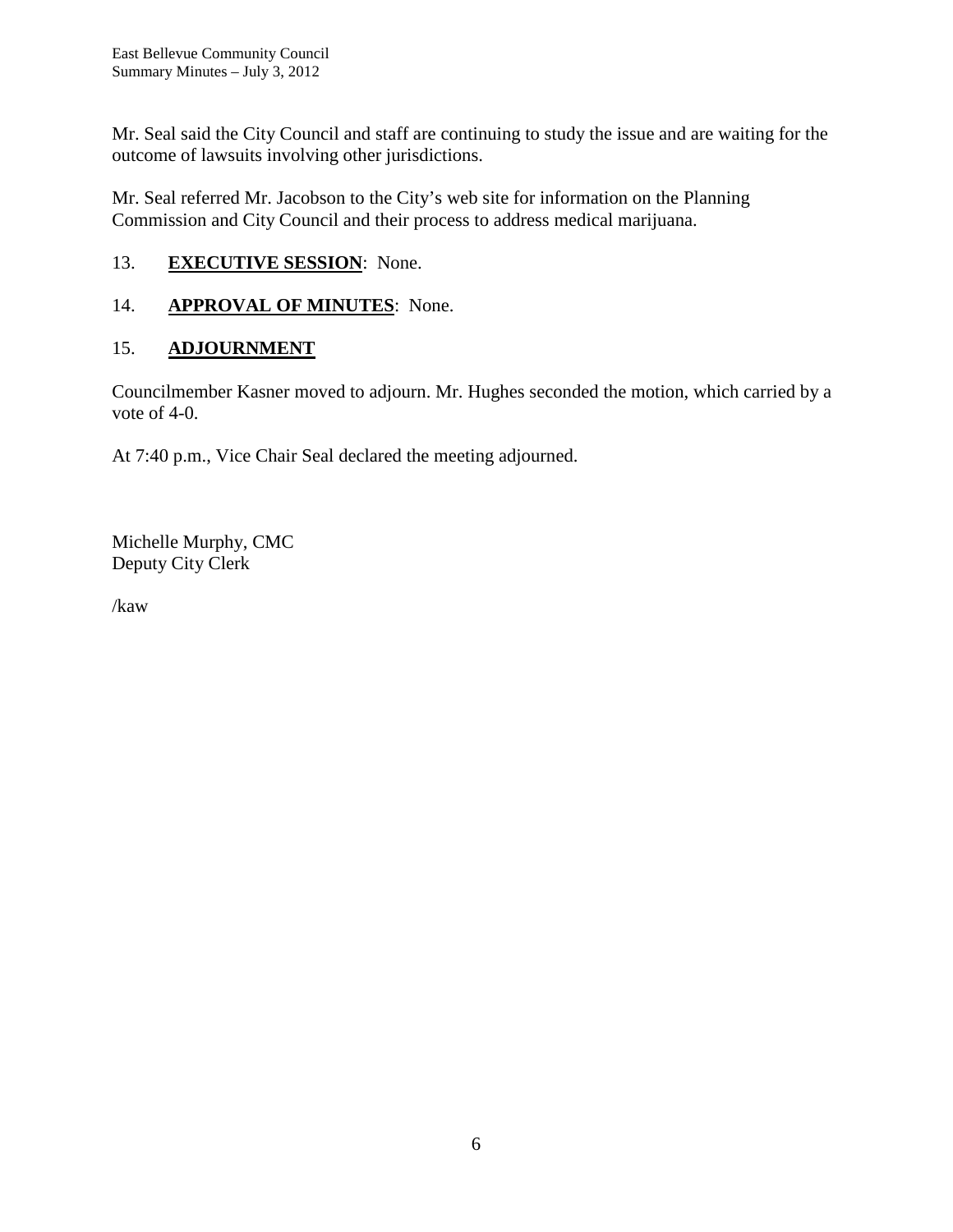Mr. Seal said the City Council and staff are continuing to study the issue and are waiting for the outcome of lawsuits involving other jurisdictions.

Mr. Seal referred Mr. Jacobson to the City's web site for information on the Planning Commission and City Council and their process to address medical marijuana.

13. **EXECUTIVE SESSION**: None.

14. **APPROVAL OF MINUTES**: None.

15. **ADJOURNMENT**

Councilmember Kasner moved to adjourn. Mr. Hughes seconded the motion, which carried by a vote of 4-0.

At 7:40 p.m., Vice Chair Seal declared the meeting adjourned.

Michelle Murphy, CMC
Deputy City Clerk

/kaw